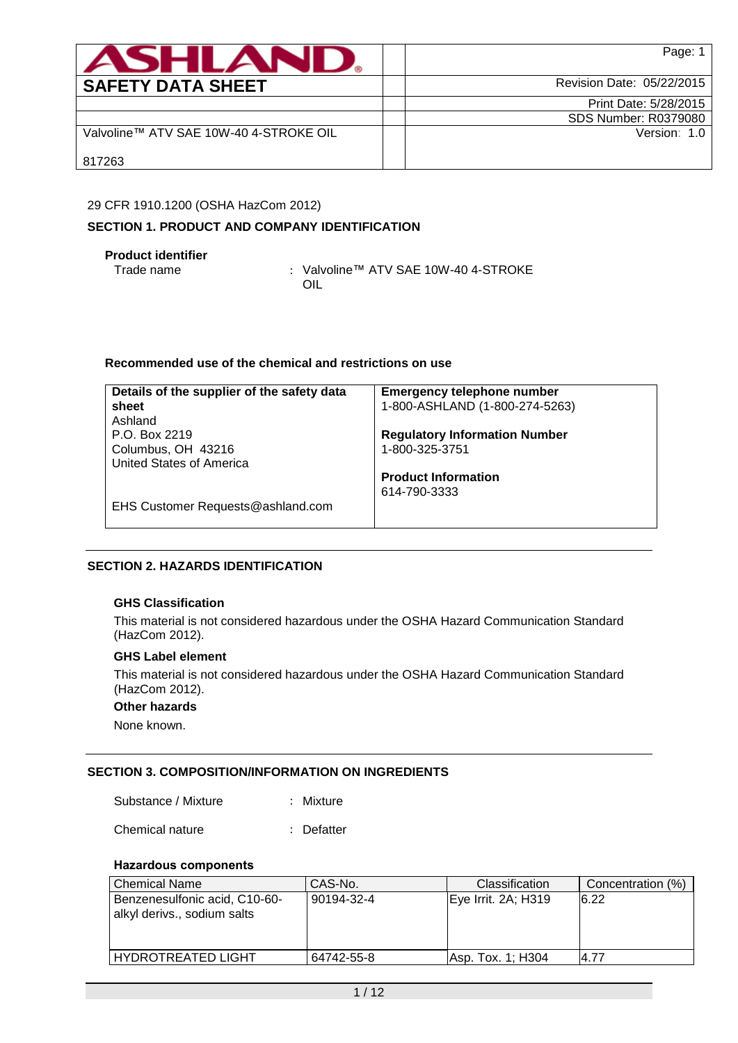| ASHLAND® | | Page: 1 |
|---|---|---|
| **SAFETY DATA SHEET** | | Revision Date: 05/22/2015 |
| | | Print Date: 5/28/2015 |
| | | SDS Number: R0379080 |
| Valvoline™ ATV SAE 10W-40 4-STROKE OIL<br>817263 | | Version: 1.0 |

29 CFR 1910.1200 (OSHA HazCom 2012)

## SECTION 1. PRODUCT AND COMPANY IDENTIFICATION

**Product identifier**

Trade name : Valvoline™ ATV SAE 10W-40 4-STROKE OIL

**Recommended use of the chemical and restrictions on use**

| Details of the supplier of the safety data sheet | Emergency telephone number |
|---|---|
| Ashland<br>P.O. Box 2219<br>Columbus, OH 43216<br>United States of America<br><br>EHS Customer Requests@ashland.com | 1-800-ASHLAND (1-800-274-5263)<br><br>**Regulatory Information Number**<br>1-800-325-3751<br><br>**Product Information**<br>614-790-3333 |

## SECTION 2. HAZARDS IDENTIFICATION

**GHS Classification**

This material is not considered hazardous under the OSHA Hazard Communication Standard (HazCom 2012).

**GHS Label element**

This material is not considered hazardous under the OSHA Hazard Communication Standard (HazCom 2012).

**Other hazards**

None known.

## SECTION 3. COMPOSITION/INFORMATION ON INGREDIENTS

Substance / Mixture : Mixture

Chemical nature : Defatter

**Hazardous components**

| Chemical Name | CAS-No. | Classification | Concentration (%) |
|---|---|---|---|
| Benzenesulfonic acid, C10-60-alkyl derivs., sodium salts | 90194-32-4 | Eye Irrit. 2A; H319 | 6.22 |
| HYDROTREATED LIGHT | 64742-55-8 | Asp. Tox. 1; H304 | 4.77 |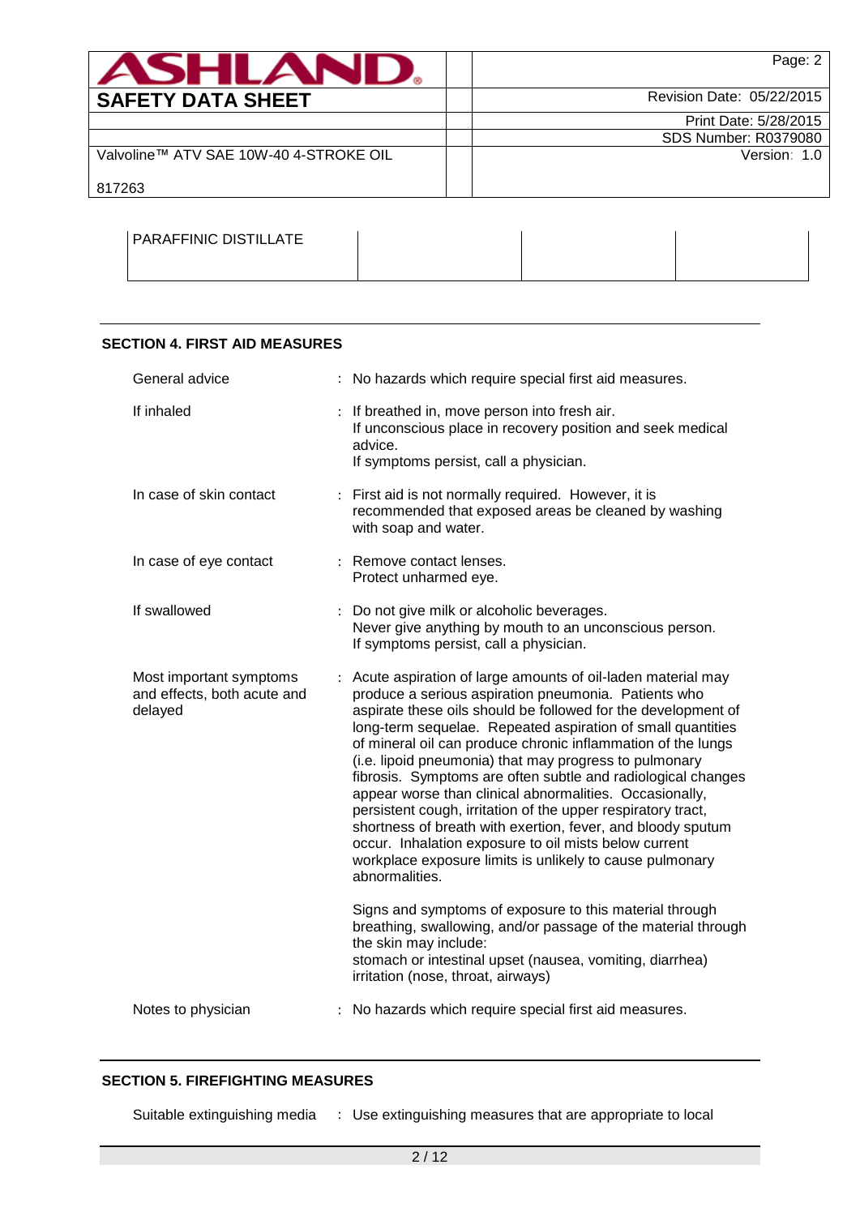| PARAFFINIC DISTILLATE | | | |
|---|---|---|---|

## SECTION 4. FIRST AID MEASURES

General advice : No hazards which require special first aid measures.

If inhaled : If breathed in, move person into fresh air.
If unconscious place in recovery position and seek medical advice.
If symptoms persist, call a physician.

In case of skin contact : First aid is not normally required. However, it is recommended that exposed areas be cleaned by washing with soap and water.

In case of eye contact : Remove contact lenses.
Protect unharmed eye.

If swallowed : Do not give milk or alcoholic beverages.
Never give anything by mouth to an unconscious person.
If symptoms persist, call a physician.

Most important symptoms and effects, both acute and delayed : Acute aspiration of large amounts of oil-laden material may produce a serious aspiration pneumonia. Patients who aspirate these oils should be followed for the development of long-term sequelae. Repeated aspiration of small quantities of mineral oil can produce chronic inflammation of the lungs (i.e. lipoid pneumonia) that may progress to pulmonary fibrosis. Symptoms are often subtle and radiological changes appear worse than clinical abnormalities. Occasionally, persistent cough, irritation of the upper respiratory tract, shortness of breath with exertion, fever, and bloody sputum occur. Inhalation exposure to oil mists below current workplace exposure limits is unlikely to cause pulmonary abnormalities.

Signs and symptoms of exposure to this material through breathing, swallowing, and/or passage of the material through the skin may include:
stomach or intestinal upset (nausea, vomiting, diarrhea)
irritation (nose, throat, airways)

Notes to physician : No hazards which require special first aid measures.

## SECTION 5. FIREFIGHTING MEASURES

Suitable extinguishing media : Use extinguishing measures that are appropriate to local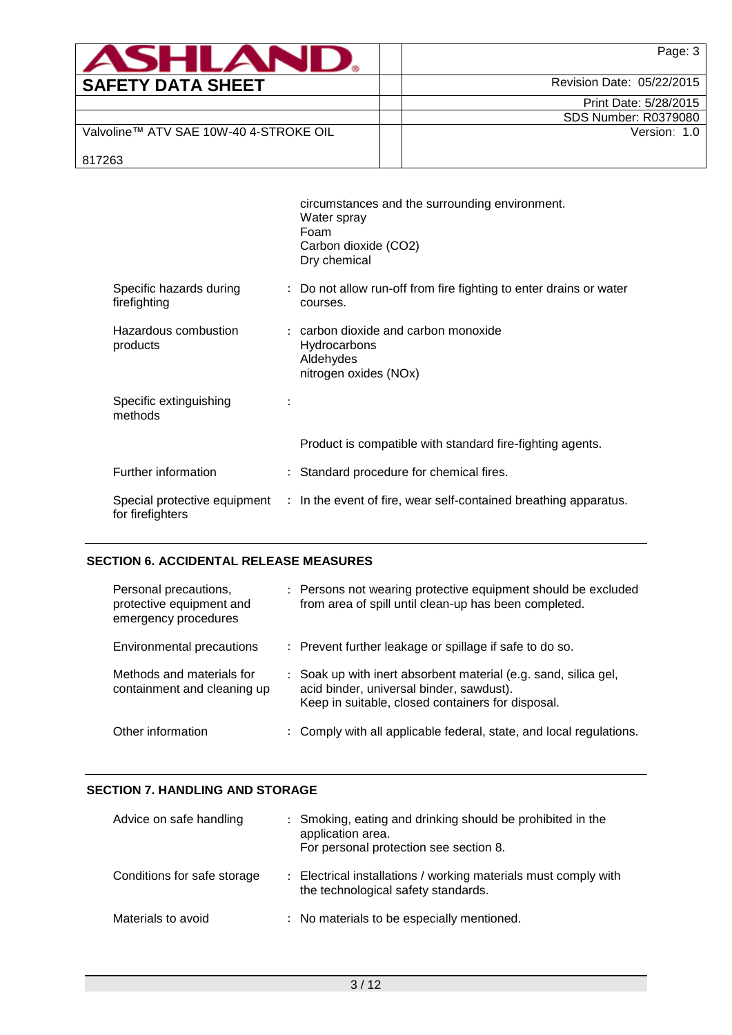| | |
|---|---|
| | circumstances and the surrounding environment.<br>Water spray<br>Foam<br>Carbon dioxide ($CO_2$)<br>Dry chemical |
| Specific hazards during firefighting | : Do not allow run-off from fire fighting to enter drains or water courses. |
| Hazardous combustion products | : carbon dioxide and carbon monoxide<br>Hydrocarbons<br>Aldehydes<br>nitrogen oxides (NOx) |
| Specific extinguishing methods | : |
| | Product is compatible with standard fire-fighting agents. |
| Further information | : Standard procedure for chemical fires. |
| Special protective equipment for firefighters | : In the event of fire, wear self-contained breathing apparatus. |

## SECTION 6. ACCIDENTAL RELEASE MEASURES

| | |
|---|---|
| Personal precautions, protective equipment and emergency procedures | : Persons not wearing protective equipment should be excluded from area of spill until clean-up has been completed. |
| Environmental precautions | : Prevent further leakage or spillage if safe to do so. |
| Methods and materials for containment and cleaning up | : Soak up with inert absorbent material (e.g. sand, silica gel, acid binder, universal binder, sawdust).<br>Keep in suitable, closed containers for disposal. |
| Other information | : Comply with all applicable federal, state, and local regulations. |

## SECTION 7. HANDLING AND STORAGE

| | |
|---|---|
| Advice on safe handling | : Smoking, eating and drinking should be prohibited in the application area.<br>For personal protection see section 8. |
| Conditions for safe storage | : Electrical installations / working materials must comply with the technological safety standards. |
| Materials to avoid | : No materials to be especially mentioned. |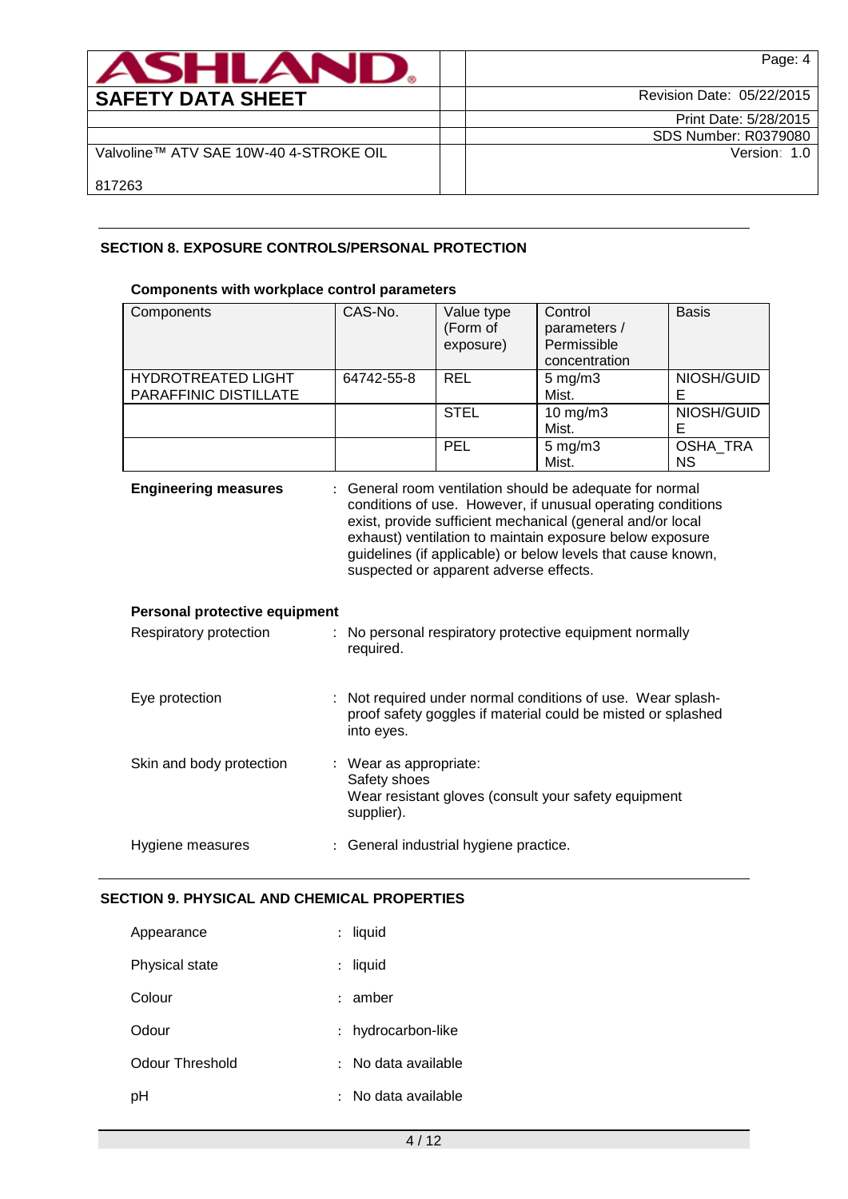## SECTION 8. EXPOSURE CONTROLS/PERSONAL PROTECTION

### Components with workplace control parameters

| Components | CAS-No. | Value type (Form of exposure) | Control parameters / Permissible concentration | Basis |
|---|---|---|---|---|
| HYDROTREATED LIGHT PARAFFINIC DISTILLATE | 64742-55-8 | REL | 5 mg/m3 Mist. | NIOSH/GUIDE |
| | | STEL | 10 mg/m3 Mist. | NIOSH/GUIDE |
| | | PEL | 5 mg/m3 Mist. | OSHA_TRANS |

**Engineering measures** : General room ventilation should be adequate for normal conditions of use. However, if unusual operating conditions exist, provide sufficient mechanical (general and/or local exhaust) ventilation to maintain exposure below exposure guidelines (if applicable) or below levels that cause known, suspected or apparent adverse effects.

### Personal protective equipment

Respiratory protection : No personal respiratory protective equipment normally required.

Eye protection : Not required under normal conditions of use. Wear splash-proof safety goggles if material could be misted or splashed into eyes.

Skin and body protection : Wear as appropriate:
Safety shoes
Wear resistant gloves (consult your safety equipment supplier).

Hygiene measures : General industrial hygiene practice.

## SECTION 9. PHYSICAL AND CHEMICAL PROPERTIES

Appearance : liquid

Physical state : liquid

Colour : amber

Odour : hydrocarbon-like

Odour Threshold : No data available

pH : No data available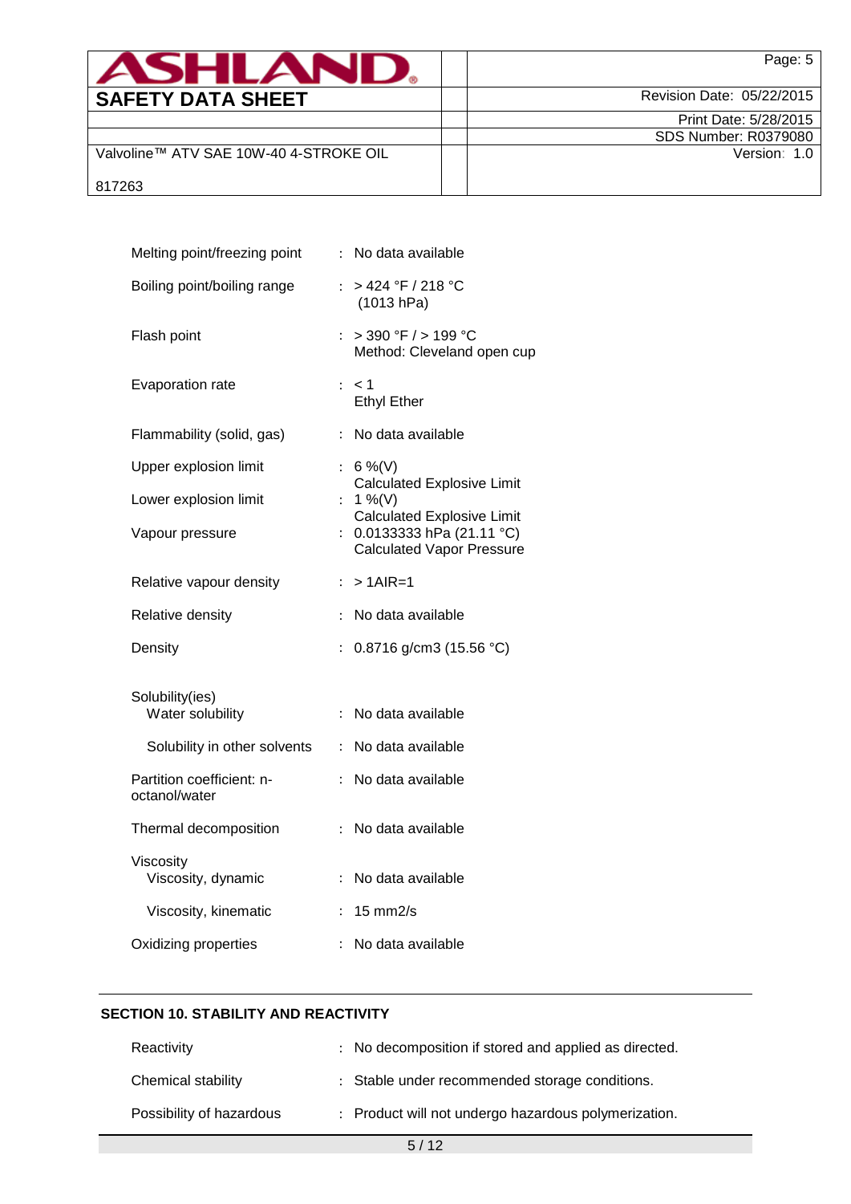| | | |
|---|---|---|
| Melting point/freezing point | : | No data available |
| Boiling point/boiling range | : | > 424 °F / 218 °C (1013 hPa) |
| Flash point | : | > 390 °F / > 199 °C Method: Cleveland open cup |
| Evaporation rate | : | < 1 Ethyl Ether |
| Flammability (solid, gas) | : | No data available |
| Upper explosion limit | : | 6 %(V) Calculated Explosive Limit |
| Lower explosion limit | : | 1 %(V) Calculated Explosive Limit |
| Vapour pressure | : | 0.0133333 hPa (21.11 °C) Calculated Vapor Pressure |
| Relative vapour density | : | > 1AIR=1 |
| Relative density | : | No data available |
| Density | : | 0.8716 g/cm3 (15.56 °C) |
| Solubility(ies) | | |
| Water solubility | : | No data available |
| Solubility in other solvents | : | No data available |
| Partition coefficient: n-octanol/water | : | No data available |
| Thermal decomposition | : | No data available |
| Viscosity | | |
| Viscosity, dynamic | : | No data available |
| Viscosity, kinematic | : | 15 mm2/s |
| Oxidizing properties | : | No data available |

## SECTION 10. STABILITY AND REACTIVITY

| | | |
|---|---|---|
| Reactivity | : | No decomposition if stored and applied as directed. |
| Chemical stability | : | Stable under recommended storage conditions. |
| Possibility of hazardous | : | Product will not undergo hazardous polymerization. |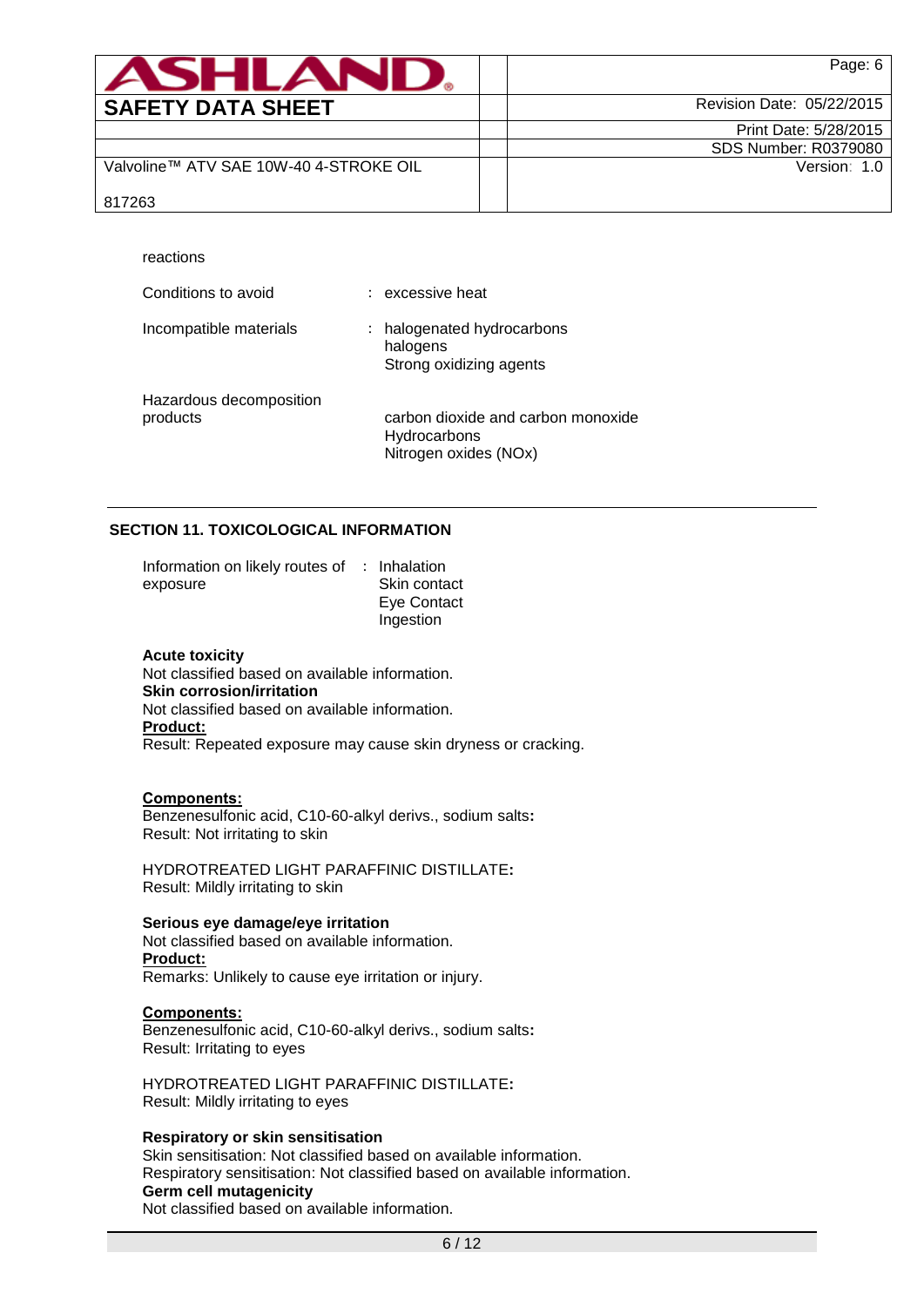reactions

Conditions to avoid : excessive heat

Incompatible materials : halogenated hydrocarbons
halogens
Strong oxidizing agents

Hazardous decomposition products : carbon dioxide and carbon monoxide
Hydrocarbons
Nitrogen oxides (NOx)

## SECTION 11. TOXICOLOGICAL INFORMATION

Information on likely routes of exposure : Inhalation
Skin contact
Eye Contact
Ingestion

**Acute toxicity**
Not classified based on available information.
**Skin corrosion/irritation**
Not classified based on available information.
**Product:**
Result: Repeated exposure may cause skin dryness or cracking.

**Components:**
Benzenesulfonic acid, C10-60-alkyl derivs., sodium salts**:**
Result: Not irritating to skin

HYDROTREATED LIGHT PARAFFINIC DISTILLATE**:**
Result: Mildly irritating to skin

**Serious eye damage/eye irritation**
Not classified based on available information.
**Product:**
Remarks: Unlikely to cause eye irritation or injury.

**Components:**
Benzenesulfonic acid, C10-60-alkyl derivs., sodium salts**:**
Result: Irritating to eyes

HYDROTREATED LIGHT PARAFFINIC DISTILLATE**:**
Result: Mildly irritating to eyes

**Respiratory or skin sensitisation**
Skin sensitisation: Not classified based on available information.
Respiratory sensitisation: Not classified based on available information.
**Germ cell mutagenicity**
Not classified based on available information.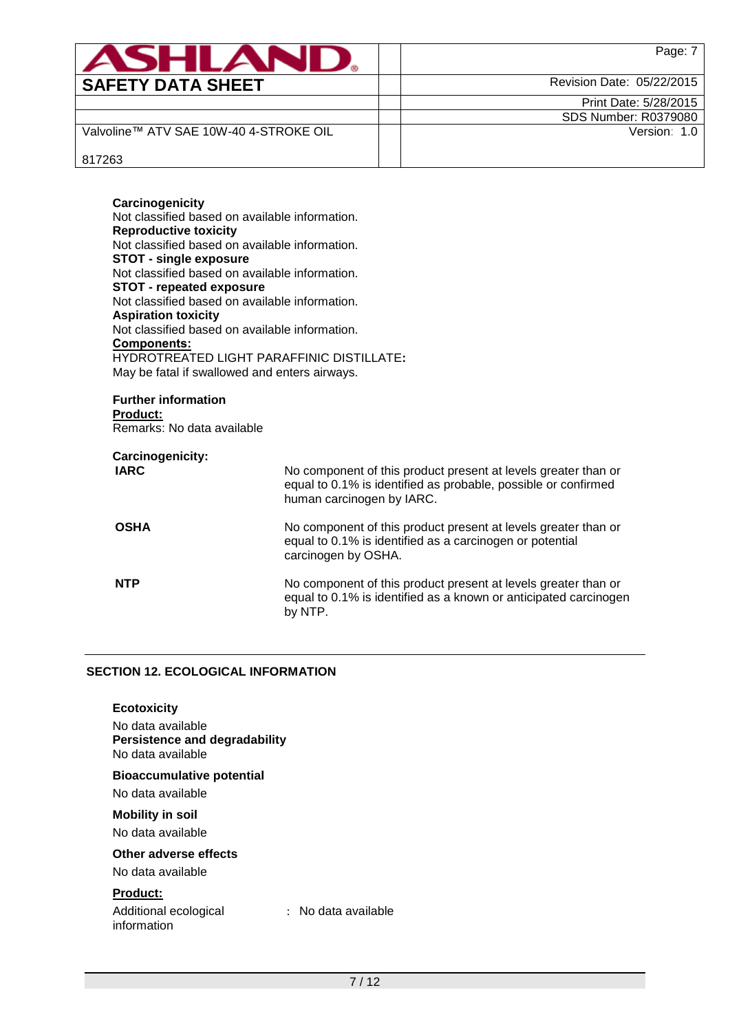**Carcinogenicity**
Not classified based on available information.
**Reproductive toxicity**
Not classified based on available information.
**STOT - single exposure**
Not classified based on available information.
**STOT - repeated exposure**
Not classified based on available information.
**Aspiration toxicity**
Not classified based on available information.
**Components:**
HYDROTREATED LIGHT PARAFFINIC DISTILLATE**:**
May be fatal if swallowed and enters airways.

**Further information**
**Product:**
Remarks: No data available

**Carcinogenicity:**

| | |
|---|---|
| **IARC** | No component of this product present at levels greater than or equal to 0.1% is identified as probable, possible or confirmed human carcinogen by IARC. |
| **OSHA** | No component of this product present at levels greater than or equal to 0.1% is identified as a carcinogen or potential carcinogen by OSHA. |
| **NTP** | No component of this product present at levels greater than or equal to 0.1% is identified as a known or anticipated carcinogen by NTP. |

## SECTION 12. ECOLOGICAL INFORMATION

**Ecotoxicity**
No data available
**Persistence and degradability**
No data available

**Bioaccumulative potential**
No data available

**Mobility in soil**
No data available

**Other adverse effects**
No data available

**Product:**
Additional ecological information : No data available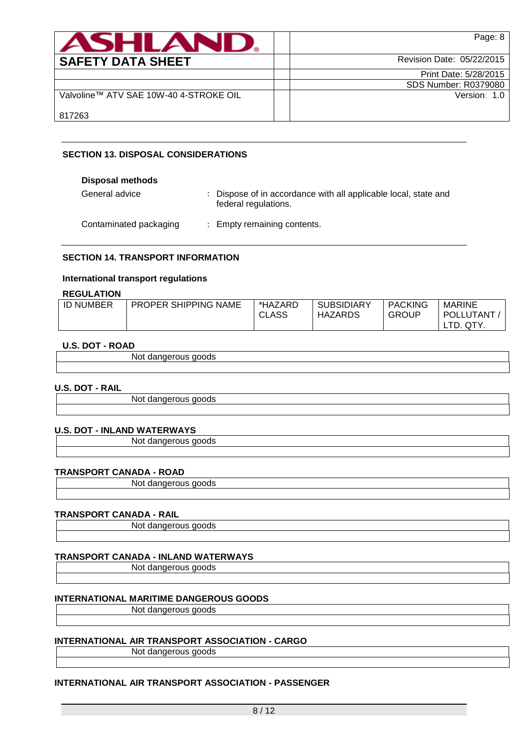## SECTION 13. DISPOSAL CONSIDERATIONS

**Disposal methods**

General advice : Dispose of in accordance with all applicable local, state and federal regulations.

Contaminated packaging : Empty remaining contents.

## SECTION 14. TRANSPORT INFORMATION

**International transport regulations**

**REGULATION**

| ID NUMBER | PROPER SHIPPING NAME | *HAZARD CLASS | SUBSIDIARY HAZARDS | PACKING GROUP | MARINE POLLUTANT / LTD. QTY. |
|---|---|---|---|---|---|

**U.S. DOT - ROAD**

Not dangerous goods

**U.S. DOT - RAIL**

Not dangerous goods

**U.S. DOT - INLAND WATERWAYS**

Not dangerous goods

**TRANSPORT CANADA - ROAD**

Not dangerous goods

**TRANSPORT CANADA - RAIL**

Not dangerous goods

**TRANSPORT CANADA - INLAND WATERWAYS**

Not dangerous goods

**INTERNATIONAL MARITIME DANGEROUS GOODS**

Not dangerous goods

**INTERNATIONAL AIR TRANSPORT ASSOCIATION - CARGO**

Not dangerous goods

**INTERNATIONAL AIR TRANSPORT ASSOCIATION - PASSENGER**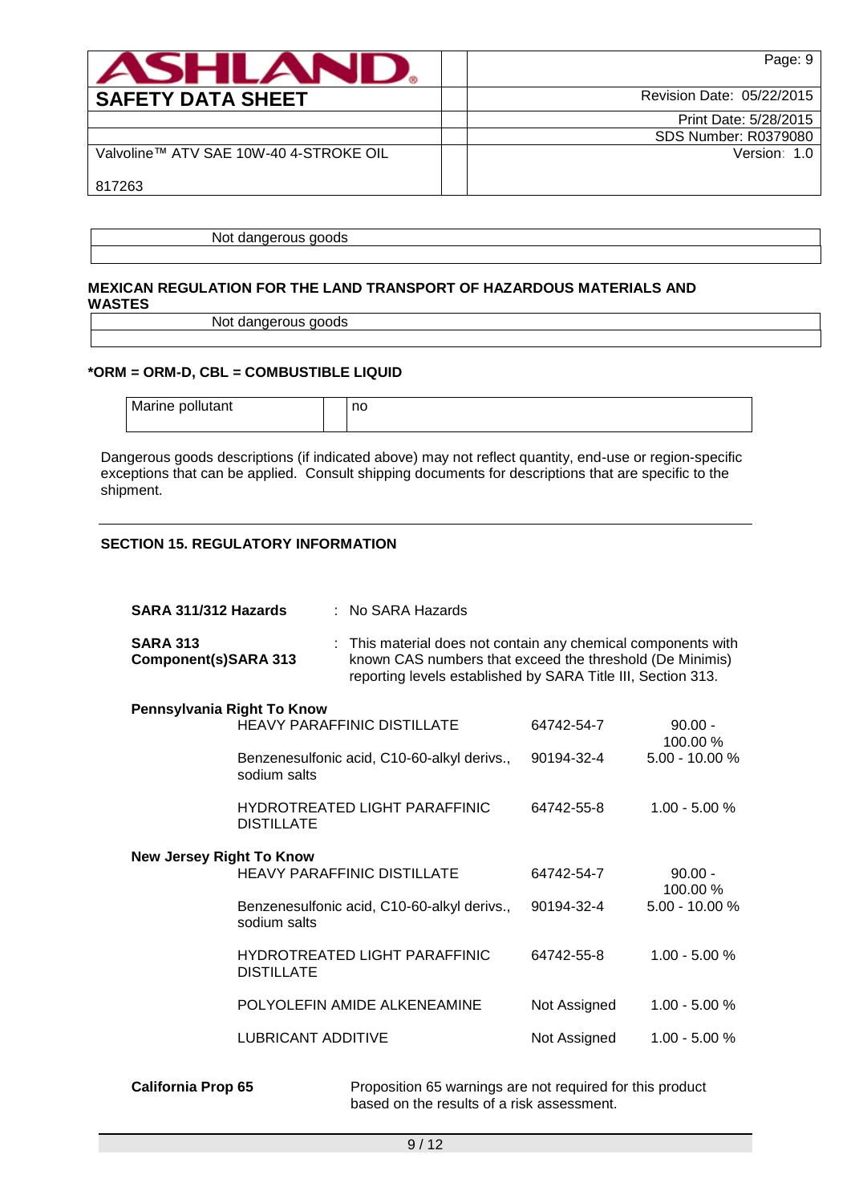| Not dangerous goods |
| --- |
| |

**MEXICAN REGULATION FOR THE LAND TRANSPORT OF HAZARDOUS MATERIALS AND WASTES**

| Not dangerous goods |
| --- |
| |

**\*ORM = ORM-D, CBL = COMBUSTIBLE LIQUID**

| Marine pollutant | | no |
| --- | --- | --- |

Dangerous goods descriptions (if indicated above) may not reflect quantity, end-use or region-specific exceptions that can be applied. Consult shipping documents for descriptions that are specific to the shipment.

## SECTION 15. REGULATORY INFORMATION

**SARA 311/312 Hazards** : No SARA Hazards

**SARA 313 Component(s)SARA 313** : This material does not contain any chemical components with known CAS numbers that exceed the threshold (De Minimis) reporting levels established by SARA Title III, Section 313.

**Pennsylvania Right To Know**

| Component | CAS | Concentration |
| --- | --- | --- |
| HEAVY PARAFFINIC DISTILLATE | 64742-54-7 | 90.00 - 100.00 % |
| Benzenesulfonic acid, C10-60-alkyl derivs., sodium salts | 90194-32-4 | 5.00 - 10.00 % |
| HYDROTREATED LIGHT PARAFFINIC DISTILLATE | 64742-55-8 | 1.00 - 5.00 % |

**New Jersey Right To Know**

| Component | CAS | Concentration |
| --- | --- | --- |
| HEAVY PARAFFINIC DISTILLATE | 64742-54-7 | 90.00 - 100.00 % |
| Benzenesulfonic acid, C10-60-alkyl derivs., sodium salts | 90194-32-4 | 5.00 - 10.00 % |
| HYDROTREATED LIGHT PARAFFINIC DISTILLATE | 64742-55-8 | 1.00 - 5.00 % |
| POLYOLEFIN AMIDE ALKENEAMINE | Not Assigned | 1.00 - 5.00 % |
| LUBRICANT ADDITIVE | Not Assigned | 1.00 - 5.00 % |

**California Prop 65** Proposition 65 warnings are not required for this product based on the results of a risk assessment.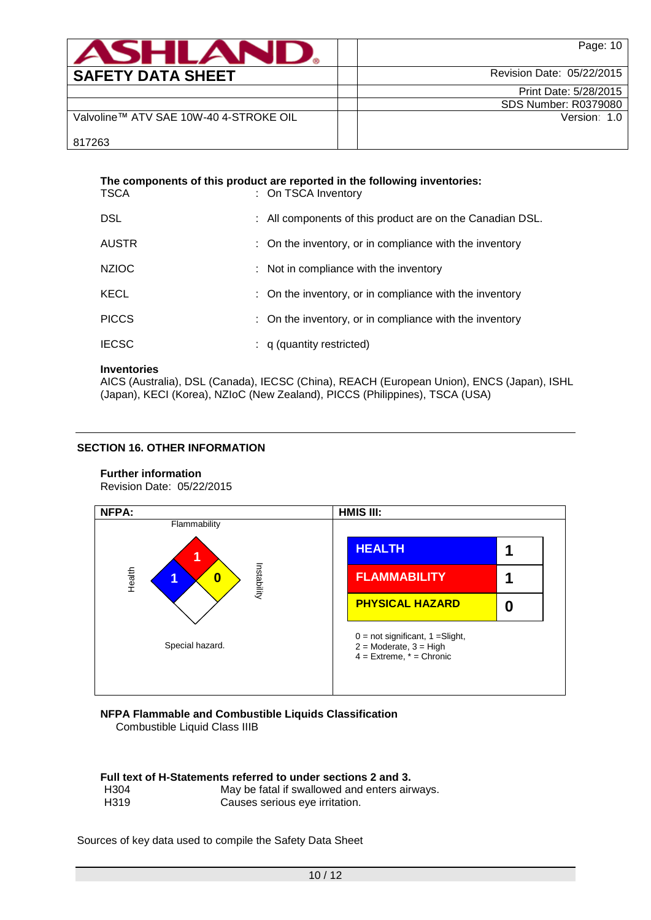**The components of this product are reported in the following inventories:**

| | |
|---|---|
| TSCA | : On TSCA Inventory |
| DSL | : All components of this product are on the Canadian DSL. |
| AUSTR | : On the inventory, or in compliance with the inventory |
| NZIOC | : Not in compliance with the inventory |
| KECL | : On the inventory, or in compliance with the inventory |
| PICCS | : On the inventory, or in compliance with the inventory |
| IECSC | : q (quantity restricted) |

**Inventories**
AICS (Australia), DSL (Canada), IECSC (China), REACH (European Union), ENCS (Japan), ISHL (Japan), KECI (Korea), NZIoC (New Zealand), PICCS (Philippines), TSCA (USA)

## SECTION 16. OTHER INFORMATION

**Further information**
Revision Date: 05/22/2015

| NFPA: | HMIS III: |
|---|---|
| Flammability: 1<br>Health: 1<br>Instability: 0<br>Special hazard. | HEALTH: 1<br>FLAMMABILITY: 1<br>PHYSICAL HAZARD: 0<br><br>0 = not significant, 1 =Slight,<br>2 = Moderate, 3 = High<br>4 = Extreme, * = Chronic |

**NFPA Flammable and Combustible Liquids Classification**
Combustible Liquid Class IIIB

**Full text of H-Statements referred to under sections 2 and 3.**

| | |
|---|---|
| H304 | May be fatal if swallowed and enters airways. |
| H319 | Causes serious eye irritation. |

Sources of key data used to compile the Safety Data Sheet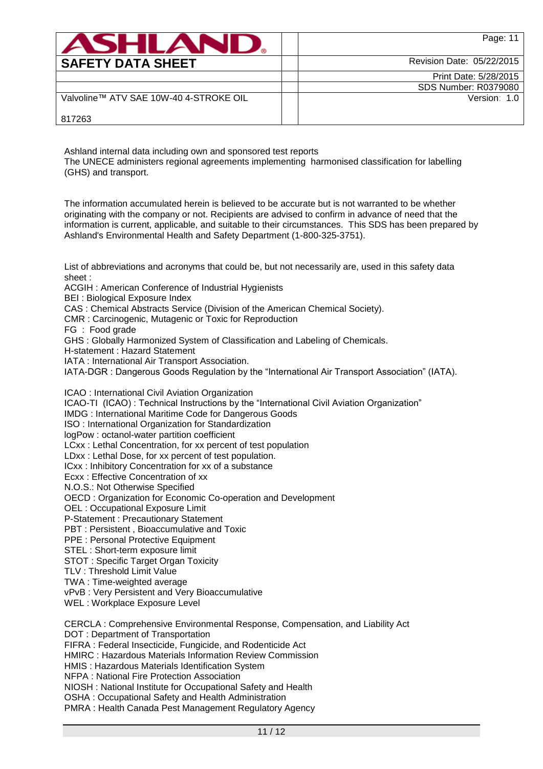Ashland internal data including own and sponsored test reports
The UNECE administers regional agreements implementing harmonised classification for labelling (GHS) and transport.

The information accumulated herein is believed to be accurate but is not warranted to be whether originating with the company or not. Recipients are advised to confirm in advance of need that the information is current, applicable, and suitable to their circumstances. This SDS has been prepared by Ashland's Environmental Health and Safety Department (1-800-325-3751).

List of abbreviations and acronyms that could be, but not necessarily are, used in this safety data sheet :
ACGIH : American Conference of Industrial Hygienists
BEI : Biological Exposure Index
CAS : Chemical Abstracts Service (Division of the American Chemical Society).
CMR : Carcinogenic, Mutagenic or Toxic for Reproduction
FG : Food grade
GHS : Globally Harmonized System of Classification and Labeling of Chemicals.
H-statement : Hazard Statement
IATA : International Air Transport Association.
IATA-DGR : Dangerous Goods Regulation by the "International Air Transport Association" (IATA).

ICAO : International Civil Aviation Organization
ICAO-TI (ICAO) : Technical Instructions by the "International Civil Aviation Organization"
IMDG : International Maritime Code for Dangerous Goods
ISO : International Organization for Standardization
logPow : octanol-water partition coefficient
LCxx : Lethal Concentration, for xx percent of test population
LDxx : Lethal Dose, for xx percent of test population.
ICxx : Inhibitory Concentration for xx of a substance
Ecxx : Effective Concentration of xx
N.O.S.: Not Otherwise Specified
OECD : Organization for Economic Co-operation and Development
OEL : Occupational Exposure Limit
P-Statement : Precautionary Statement
PBT : Persistent , Bioaccumulative and Toxic
PPE : Personal Protective Equipment
STEL : Short-term exposure limit
STOT : Specific Target Organ Toxicity
TLV : Threshold Limit Value
TWA : Time-weighted average
vPvB : Very Persistent and Very Bioaccumulative
WEL : Workplace Exposure Level

CERCLA : Comprehensive Environmental Response, Compensation, and Liability Act
DOT : Department of Transportation
FIFRA : Federal Insecticide, Fungicide, and Rodenticide Act
HMIRC : Hazardous Materials Information Review Commission
HMIS : Hazardous Materials Identification System
NFPA : National Fire Protection Association
NIOSH : National Institute for Occupational Safety and Health
OSHA : Occupational Safety and Health Administration
PMRA : Health Canada Pest Management Regulatory Agency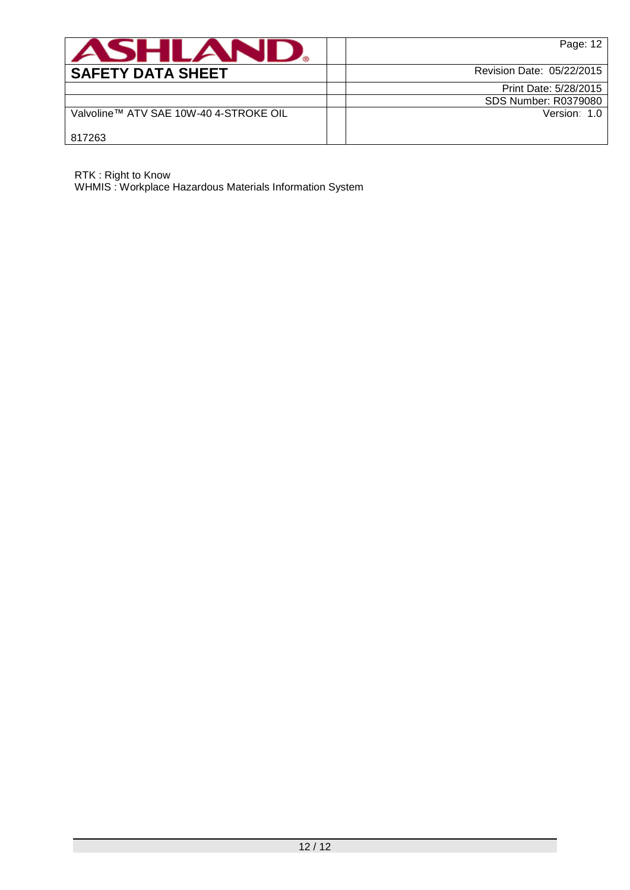RTK : Right to Know
WHMIS : Workplace Hazardous Materials Information System